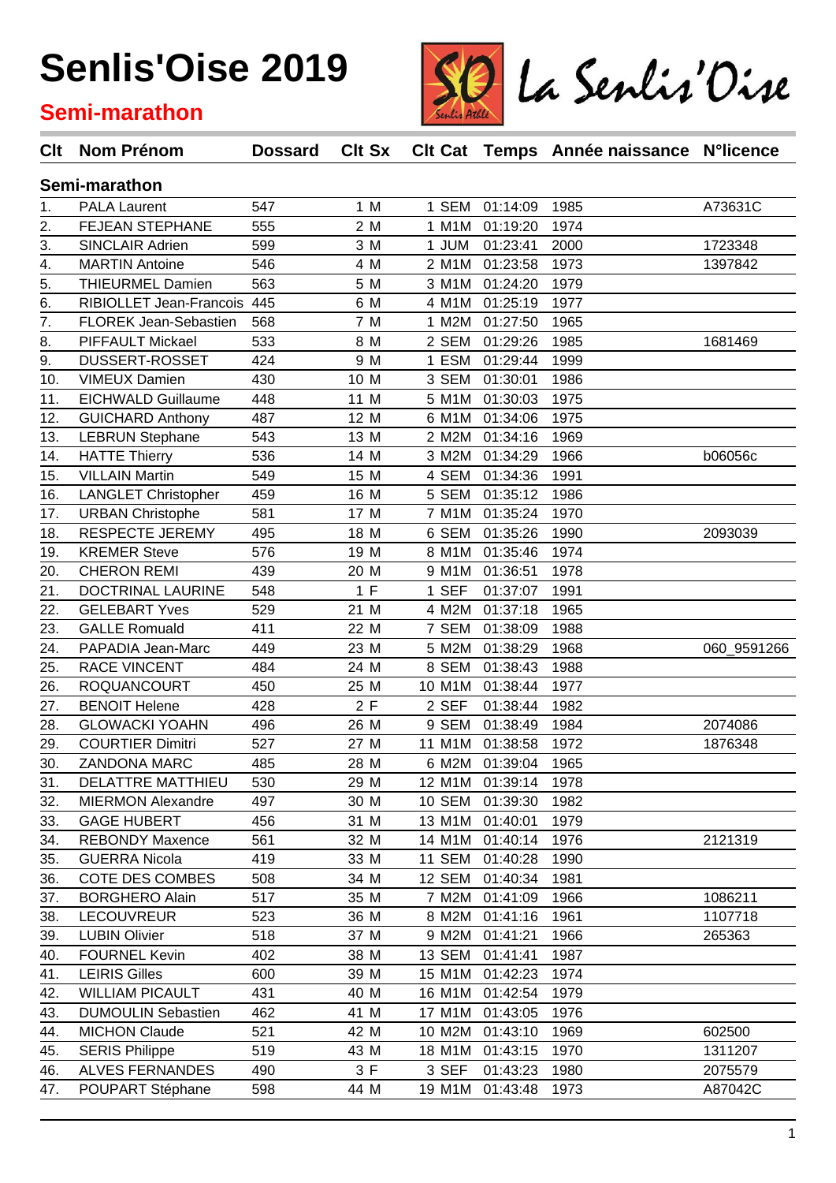# Senlis'Oise 2019

## Semi-marathon

La Senlis'Oise

| Clt | Nom Prénom | Dossard | Clt Sx | Clt Cat | Temps | Année naissance | N°licence |
|---|---|---|---|---|---|---|---|
| **Semi-marathon** | | | | | | | |
| 1. | PALA Laurent | 547 | 1 M | 1 SEM | 01:14:09 | 1985 | A73631C |
| 2. | FEJEAN STEPHANE | 555 | 2 M | 1 M1M | 01:19:20 | 1974 | |
| 3. | SINCLAIR Adrien | 599 | 3 M | 1 JUM | 01:23:41 | 2000 | 1723348 |
| 4. | MARTIN Antoine | 546 | 4 M | 2 M1M | 01:23:58 | 1973 | 1397842 |
| 5. | THIEURMEL Damien | 563 | 5 M | 3 M1M | 01:24:20 | 1979 | |
| 6. | RIBIOLLET Jean-Francois | 445 | 6 M | 4 M1M | 01:25:19 | 1977 | |
| 7. | FLOREK Jean-Sebastien | 568 | 7 M | 1 M2M | 01:27:50 | 1965 | |
| 8. | PIFFAULT Mickael | 533 | 8 M | 2 SEM | 01:29:26 | 1985 | 1681469 |
| 9. | DUSSERT-ROSSET | 424 | 9 M | 1 ESM | 01:29:44 | 1999 | |
| 10. | VIMEUX Damien | 430 | 10 M | 3 SEM | 01:30:01 | 1986 | |
| 11. | EICHWALD Guillaume | 448 | 11 M | 5 M1M | 01:30:03 | 1975 | |
| 12. | GUICHARD Anthony | 487 | 12 M | 6 M1M | 01:34:06 | 1975 | |
| 13. | LEBRUN Stephane | 543 | 13 M | 2 M2M | 01:34:16 | 1969 | |
| 14. | HATTE Thierry | 536 | 14 M | 3 M2M | 01:34:29 | 1966 | b06056c |
| 15. | VILLAIN Martin | 549 | 15 M | 4 SEM | 01:34:36 | 1991 | |
| 16. | LANGLET Christopher | 459 | 16 M | 5 SEM | 01:35:12 | 1986 | |
| 17. | URBAN Christophe | 581 | 17 M | 7 M1M | 01:35:24 | 1970 | |
| 18. | RESPECTE JEREMY | 495 | 18 M | 6 SEM | 01:35:26 | 1990 | 2093039 |
| 19. | KREMER Steve | 576 | 19 M | 8 M1M | 01:35:46 | 1974 | |
| 20. | CHERON REMI | 439 | 20 M | 9 M1M | 01:36:51 | 1978 | |
| 21. | DOCTRINAL LAURINE | 548 | 1 F | 1 SEF | 01:37:07 | 1991 | |
| 22. | GELEBART Yves | 529 | 21 M | 4 M2M | 01:37:18 | 1965 | |
| 23. | GALLE Romuald | 411 | 22 M | 7 SEM | 01:38:09 | 1988 | |
| 24. | PAPADIA Jean-Marc | 449 | 23 M | 5 M2M | 01:38:29 | 1968 | 060_9591266 |
| 25. | RACE VINCENT | 484 | 24 M | 8 SEM | 01:38:43 | 1988 | |
| 26. | ROQUANCOURT | 450 | 25 M | 10 M1M | 01:38:44 | 1977 | |
| 27. | BENOIT Helene | 428 | 2 F | 2 SEF | 01:38:44 | 1982 | |
| 28. | GLOWACKI YOAHN | 496 | 26 M | 9 SEM | 01:38:49 | 1984 | 2074086 |
| 29. | COURTIER Dimitri | 527 | 27 M | 11 M1M | 01:38:58 | 1972 | 1876348 |
| 30. | ZANDONA MARC | 485 | 28 M | 6 M2M | 01:39:04 | 1965 | |
| 31. | DELATTRE MATTHIEU | 530 | 29 M | 12 M1M | 01:39:14 | 1978 | |
| 32. | MIERMON Alexandre | 497 | 30 M | 10 SEM | 01:39:30 | 1982 | |
| 33. | GAGE HUBERT | 456 | 31 M | 13 M1M | 01:40:01 | 1979 | |
| 34. | REBONDY Maxence | 561 | 32 M | 14 M1M | 01:40:14 | 1976 | 2121319 |
| 35. | GUERRA Nicola | 419 | 33 M | 11 SEM | 01:40:28 | 1990 | |
| 36. | COTE DES COMBES | 508 | 34 M | 12 SEM | 01:40:34 | 1981 | |
| 37. | BORGHERO Alain | 517 | 35 M | 7 M2M | 01:41:09 | 1966 | 1086211 |
| 38. | LECOUVREUR | 523 | 36 M | 8 M2M | 01:41:16 | 1961 | 1107718 |
| 39. | LUBIN Olivier | 518 | 37 M | 9 M2M | 01:41:21 | 1966 | 265363 |
| 40. | FOURNEL Kevin | 402 | 38 M | 13 SEM | 01:41:41 | 1987 | |
| 41. | LEIRIS Gilles | 600 | 39 M | 15 M1M | 01:42:23 | 1974 | |
| 42. | WILLIAM PICAULT | 431 | 40 M | 16 M1M | 01:42:54 | 1979 | |
| 43. | DUMOULIN Sebastien | 462 | 41 M | 17 M1M | 01:43:05 | 1976 | |
| 44. | MICHON Claude | 521 | 42 M | 10 M2M | 01:43:10 | 1969 | 602500 |
| 45. | SERIS Philippe | 519 | 43 M | 18 M1M | 01:43:15 | 1970 | 1311207 |
| 46. | ALVES FERNANDES | 490 | 3 F | 3 SEF | 01:43:23 | 1980 | 2075579 |
| 47. | POUPART Stéphane | 598 | 44 M | 19 M1M | 01:43:48 | 1973 | A87042C |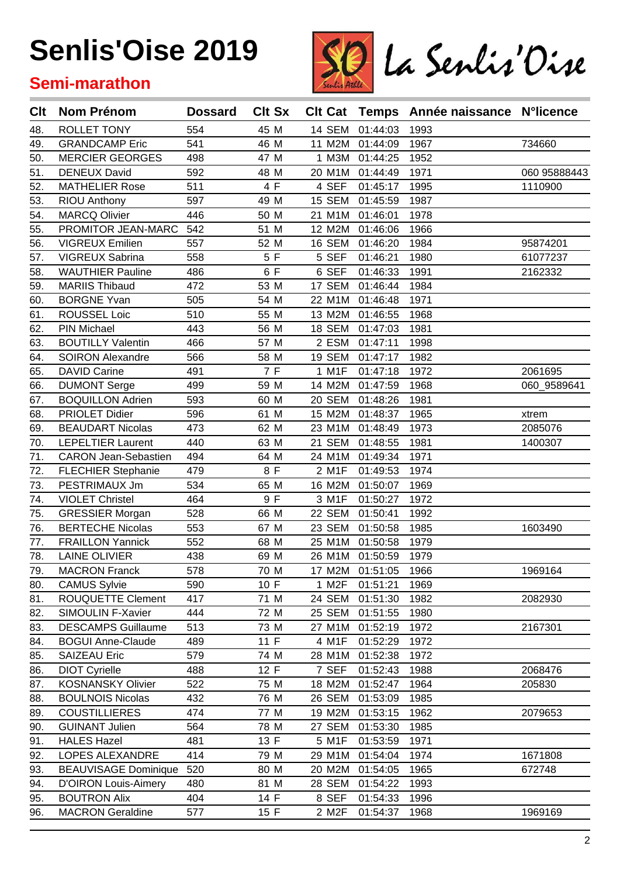# Senlis'Oise 2019

## Semi-marathon

| Clt | Nom Prénom | Dossard | Clt Sx | Clt Cat | Temps | Année naissance | N°licence |
|---|---|---|---|---|---|---|---|
| 48. | ROLLET TONY | 554 | 45 M | 14 SEM | 01:44:03 | 1993 | |
| 49. | GRANDCAMP Eric | 541 | 46 M | 11 M2M | 01:44:09 | 1967 | 734660 |
| 50. | MERCIER GEORGES | 498 | 47 M | 1 M3M | 01:44:25 | 1952 | |
| 51. | DENEUX David | 592 | 48 M | 20 M1M | 01:44:49 | 1971 | 060 95888443 |
| 52. | MATHELIER Rose | 511 | 4 F | 4 SEF | 01:45:17 | 1995 | 1110900 |
| 53. | RIOU Anthony | 597 | 49 M | 15 SEM | 01:45:59 | 1987 | |
| 54. | MARCQ Olivier | 446 | 50 M | 21 M1M | 01:46:01 | 1978 | |
| 55. | PROMITOR JEAN-MARC | 542 | 51 M | 12 M2M | 01:46:06 | 1966 | |
| 56. | VIGREUX Emilien | 557 | 52 M | 16 SEM | 01:46:20 | 1984 | 95874201 |
| 57. | VIGREUX Sabrina | 558 | 5 F | 5 SEF | 01:46:21 | 1980 | 61077237 |
| 58. | WAUTHIER Pauline | 486 | 6 F | 6 SEF | 01:46:33 | 1991 | 2162332 |
| 59. | MARIIS Thibaud | 472 | 53 M | 17 SEM | 01:46:44 | 1984 | |
| 60. | BORGNE Yvan | 505 | 54 M | 22 M1M | 01:46:48 | 1971 | |
| 61. | ROUSSEL Loic | 510 | 55 M | 13 M2M | 01:46:55 | 1968 | |
| 62. | PIN Michael | 443 | 56 M | 18 SEM | 01:47:03 | 1981 | |
| 63. | BOUTILLY Valentin | 466 | 57 M | 2 ESM | 01:47:11 | 1998 | |
| 64. | SOIRON Alexandre | 566 | 58 M | 19 SEM | 01:47:17 | 1982 | |
| 65. | DAVID Carine | 491 | 7 F | 1 M1F | 01:47:18 | 1972 | 2061695 |
| 66. | DUMONT Serge | 499 | 59 M | 14 M2M | 01:47:59 | 1968 | 060_9589641 |
| 67. | BOQUILLON Adrien | 593 | 60 M | 20 SEM | 01:48:26 | 1981 | |
| 68. | PRIOLET Didier | 596 | 61 M | 15 M2M | 01:48:37 | 1965 | xtrem |
| 69. | BEAUDART Nicolas | 473 | 62 M | 23 M1M | 01:48:49 | 1973 | 2085076 |
| 70. | LEPELTIER Laurent | 440 | 63 M | 21 SEM | 01:48:55 | 1981 | 1400307 |
| 71. | CARON Jean-Sebastien | 494 | 64 M | 24 M1M | 01:49:34 | 1971 | |
| 72. | FLECHIER Stephanie | 479 | 8 F | 2 M1F | 01:49:53 | 1974 | |
| 73. | PESTRIMAUX Jm | 534 | 65 M | 16 M2M | 01:50:07 | 1969 | |
| 74. | VIOLET Christel | 464 | 9 F | 3 M1F | 01:50:27 | 1972 | |
| 75. | GRESSIER Morgan | 528 | 66 M | 22 SEM | 01:50:41 | 1992 | |
| 76. | BERTECHE Nicolas | 553 | 67 M | 23 SEM | 01:50:58 | 1985 | 1603490 |
| 77. | FRAILLON Yannick | 552 | 68 M | 25 M1M | 01:50:58 | 1979 | |
| 78. | LAINE OLIVIER | 438 | 69 M | 26 M1M | 01:50:59 | 1979 | |
| 79. | MACRON Franck | 578 | 70 M | 17 M2M | 01:51:05 | 1966 | 1969164 |
| 80. | CAMUS Sylvie | 590 | 10 F | 1 M2F | 01:51:21 | 1969 | |
| 81. | ROUQUETTE Clement | 417 | 71 M | 24 SEM | 01:51:30 | 1982 | 2082930 |
| 82. | SIMOULIN F-Xavier | 444 | 72 M | 25 SEM | 01:51:55 | 1980 | |
| 83. | DESCAMPS Guillaume | 513 | 73 M | 27 M1M | 01:52:19 | 1972 | 2167301 |
| 84. | BOGUI Anne-Claude | 489 | 11 F | 4 M1F | 01:52:29 | 1972 | |
| 85. | SAIZEAU Eric | 579 | 74 M | 28 M1M | 01:52:38 | 1972 | |
| 86. | DIOT Cyrielle | 488 | 12 F | 7 SEF | 01:52:43 | 1988 | 2068476 |
| 87. | KOSNANSKY Olivier | 522 | 75 M | 18 M2M | 01:52:47 | 1964 | 205830 |
| 88. | BOULNOIS Nicolas | 432 | 76 M | 26 SEM | 01:53:09 | 1985 | |
| 89. | COUSTILLIERES | 474 | 77 M | 19 M2M | 01:53:15 | 1962 | 2079653 |
| 90. | GUINANT Julien | 564 | 78 M | 27 SEM | 01:53:30 | 1985 | |
| 91. | HALES Hazel | 481 | 13 F | 5 M1F | 01:53:59 | 1971 | |
| 92. | LOPES ALEXANDRE | 414 | 79 M | 29 M1M | 01:54:04 | 1974 | 1671808 |
| 93. | BEAUVISAGE Dominique | 520 | 80 M | 20 M2M | 01:54:05 | 1965 | 672748 |
| 94. | D'OIRON Louis-Aimery | 480 | 81 M | 28 SEM | 01:54:22 | 1993 | |
| 95. | BOUTRON Alix | 404 | 14 F | 8 SEF | 01:54:33 | 1996 | |
| 96. | MACRON Geraldine | 577 | 15 F | 2 M2F | 01:54:37 | 1968 | 1969169 |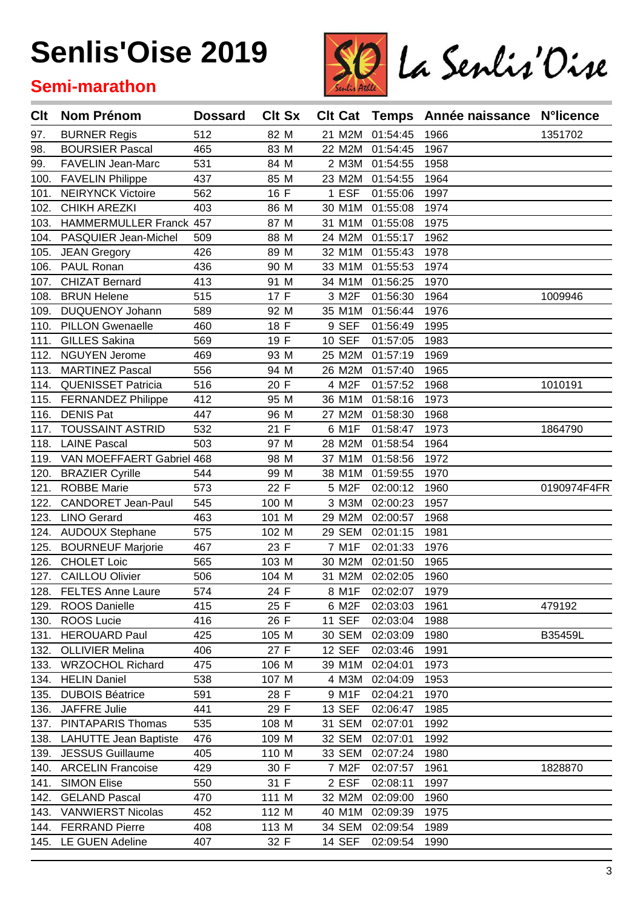# Senlis'Oise 2019

## Semi-marathon

| Clt | Nom Prénom | Dossard | Clt Sx | Clt Cat | Temps | Année naissance | N°licence |
|---|---|---|---|---|---|---|---|
| 97. | BURNER Regis | 512 | 82 M | 21 M2M | 01:54:45 | 1966 | 1351702 |
| 98. | BOURSIER Pascal | 465 | 83 M | 22 M2M | 01:54:45 | 1967 | |
| 99. | FAVELIN Jean-Marc | 531 | 84 M | 2 M3M | 01:54:55 | 1958 | |
| 100. | FAVELIN Philippe | 437 | 85 M | 23 M2M | 01:54:55 | 1964 | |
| 101. | NEIRYNCK Victoire | 562 | 16 F | 1 ESF | 01:55:06 | 1997 | |
| 102. | CHIKH AREZKI | 403 | 86 M | 30 M1M | 01:55:08 | 1974 | |
| 103. | HAMMERMULLER Franck | 457 | 87 M | 31 M1M | 01:55:08 | 1975 | |
| 104. | PASQUIER Jean-Michel | 509 | 88 M | 24 M2M | 01:55:17 | 1962 | |
| 105. | JEAN Gregory | 426 | 89 M | 32 M1M | 01:55:43 | 1978 | |
| 106. | PAUL Ronan | 436 | 90 M | 33 M1M | 01:55:53 | 1974 | |
| 107. | CHIZAT Bernard | 413 | 91 M | 34 M1M | 01:56:25 | 1970 | |
| 108. | BRUN Helene | 515 | 17 F | 3 M2F | 01:56:30 | 1964 | 1009946 |
| 109. | DUQUENOY Johann | 589 | 92 M | 35 M1M | 01:56:44 | 1976 | |
| 110. | PILLON Gwenaelle | 460 | 18 F | 9 SEF | 01:56:49 | 1995 | |
| 111. | GILLES Sakina | 569 | 19 F | 10 SEF | 01:57:05 | 1983 | |
| 112. | NGUYEN Jerome | 469 | 93 M | 25 M2M | 01:57:19 | 1969 | |
| 113. | MARTINEZ Pascal | 556 | 94 M | 26 M2M | 01:57:40 | 1965 | |
| 114. | QUENISSET Patricia | 516 | 20 F | 4 M2F | 01:57:52 | 1968 | 1010191 |
| 115. | FERNANDEZ Philippe | 412 | 95 M | 36 M1M | 01:58:16 | 1973 | |
| 116. | DENIS Pat | 447 | 96 M | 27 M2M | 01:58:30 | 1968 | |
| 117. | TOUSSAINT ASTRID | 532 | 21 F | 6 M1F | 01:58:47 | 1973 | 1864790 |
| 118. | LAINE Pascal | 503 | 97 M | 28 M2M | 01:58:54 | 1964 | |
| 119. | VAN MOEFFAERT Gabriel | 468 | 98 M | 37 M1M | 01:58:56 | 1972 | |
| 120. | BRAZIER Cyrille | 544 | 99 M | 38 M1M | 01:59:55 | 1970 | |
| 121. | ROBBE Marie | 573 | 22 F | 5 M2F | 02:00:12 | 1960 | 0190974F4FR |
| 122. | CANDORET Jean-Paul | 545 | 100 M | 3 M3M | 02:00:23 | 1957 | |
| 123. | LINO Gerard | 463 | 101 M | 29 M2M | 02:00:57 | 1968 | |
| 124. | AUDOUX Stephane | 575 | 102 M | 29 SEM | 02:01:15 | 1981 | |
| 125. | BOURNEUF Marjorie | 467 | 23 F | 7 M1F | 02:01:33 | 1976 | |
| 126. | CHOLET Loic | 565 | 103 M | 30 M2M | 02:01:50 | 1965 | |
| 127. | CAILLOU Olivier | 506 | 104 M | 31 M2M | 02:02:05 | 1960 | |
| 128. | FELTES Anne Laure | 574 | 24 F | 8 M1F | 02:02:07 | 1979 | |
| 129. | ROOS Danielle | 415 | 25 F | 6 M2F | 02:03:03 | 1961 | 479192 |
| 130. | ROOS Lucie | 416 | 26 F | 11 SEF | 02:03:04 | 1988 | |
| 131. | HEROUARD Paul | 425 | 105 M | 30 SEM | 02:03:09 | 1980 | B35459L |
| 132. | OLLIVIER Melina | 406 | 27 F | 12 SEF | 02:03:46 | 1991 | |
| 133. | WRZOCHOL Richard | 475 | 106 M | 39 M1M | 02:04:01 | 1973 | |
| 134. | HELIN Daniel | 538 | 107 M | 4 M3M | 02:04:09 | 1953 | |
| 135. | DUBOIS Béatrice | 591 | 28 F | 9 M1F | 02:04:21 | 1970 | |
| 136. | JAFFRE Julie | 441 | 29 F | 13 SEF | 02:06:47 | 1985 | |
| 137. | PINTAPARIS Thomas | 535 | 108 M | 31 SEM | 02:07:01 | 1992 | |
| 138. | LAHUTTE Jean Baptiste | 476 | 109 M | 32 SEM | 02:07:01 | 1992 | |
| 139. | JESSUS Guillaume | 405 | 110 M | 33 SEM | 02:07:24 | 1980 | |
| 140. | ARCELIN Francoise | 429 | 30 F | 7 M2F | 02:07:57 | 1961 | 1828870 |
| 141. | SIMON Elise | 550 | 31 F | 2 ESF | 02:08:11 | 1997 | |
| 142. | GELAND Pascal | 470 | 111 M | 32 M2M | 02:09:00 | 1960 | |
| 143. | VANWIERST Nicolas | 452 | 112 M | 40 M1M | 02:09:39 | 1975 | |
| 144. | FERRAND Pierre | 408 | 113 M | 34 SEM | 02:09:54 | 1989 | |
| 145. | LE GUEN Adeline | 407 | 32 F | 14 SEF | 02:09:54 | 1990 | |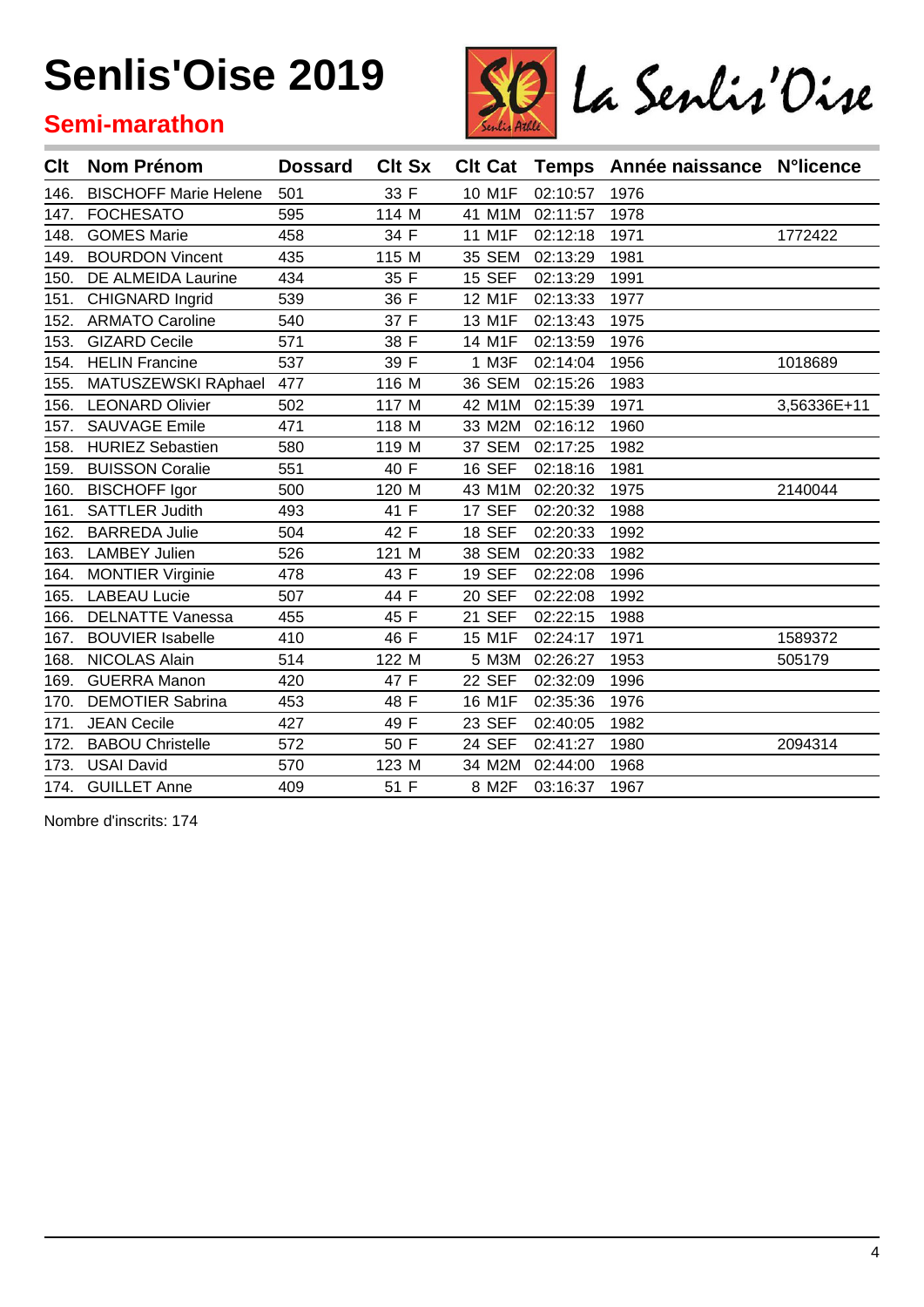# Senlis'Oise 2019

## Semi-marathon

| Clt | Nom Prénom | Dossard | Clt Sx | Clt Cat | Temps | Année naissance | N°licence |
|---|---|---|---|---|---|---|---|
| 146. | BISCHOFF Marie Helene | 501 | 33 F | 10 M1F | 02:10:57 | 1976 | |
| 147. | FOCHESATO | 595 | 114 M | 41 M1M | 02:11:57 | 1978 | |
| 148. | GOMES Marie | 458 | 34 F | 11 M1F | 02:12:18 | 1971 | 1772422 |
| 149. | BOURDON Vincent | 435 | 115 M | 35 SEM | 02:13:29 | 1981 | |
| 150. | DE ALMEIDA Laurine | 434 | 35 F | 15 SEF | 02:13:29 | 1991 | |
| 151. | CHIGNARD Ingrid | 539 | 36 F | 12 M1F | 02:13:33 | 1977 | |
| 152. | ARMATO Caroline | 540 | 37 F | 13 M1F | 02:13:43 | 1975 | |
| 153. | GIZARD Cecile | 571 | 38 F | 14 M1F | 02:13:59 | 1976 | |
| 154. | HELIN Francine | 537 | 39 F | 1 M3F | 02:14:04 | 1956 | 1018689 |
| 155. | MATUSZEWSKI RAphael | 477 | 116 M | 36 SEM | 02:15:26 | 1983 | |
| 156. | LEONARD Olivier | 502 | 117 M | 42 M1M | 02:15:39 | 1971 | 3,56336E+11 |
| 157. | SAUVAGE Emile | 471 | 118 M | 33 M2M | 02:16:12 | 1960 | |
| 158. | HURIEZ Sebastien | 580 | 119 M | 37 SEM | 02:17:25 | 1982 | |
| 159. | BUISSON Coralie | 551 | 40 F | 16 SEF | 02:18:16 | 1981 | |
| 160. | BISCHOFF Igor | 500 | 120 M | 43 M1M | 02:20:32 | 1975 | 2140044 |
| 161. | SATTLER Judith | 493 | 41 F | 17 SEF | 02:20:32 | 1988 | |
| 162. | BARREDA Julie | 504 | 42 F | 18 SEF | 02:20:33 | 1992 | |
| 163. | LAMBEY Julien | 526 | 121 M | 38 SEM | 02:20:33 | 1982 | |
| 164. | MONTIER Virginie | 478 | 43 F | 19 SEF | 02:22:08 | 1996 | |
| 165. | LABEAU Lucie | 507 | 44 F | 20 SEF | 02:22:08 | 1992 | |
| 166. | DELNATTE Vanessa | 455 | 45 F | 21 SEF | 02:22:15 | 1988 | |
| 167. | BOUVIER Isabelle | 410 | 46 F | 15 M1F | 02:24:17 | 1971 | 1589372 |
| 168. | NICOLAS Alain | 514 | 122 M | 5 M3M | 02:26:27 | 1953 | 505179 |
| 169. | GUERRA Manon | 420 | 47 F | 22 SEF | 02:32:09 | 1996 | |
| 170. | DEMOTIER Sabrina | 453 | 48 F | 16 M1F | 02:35:36 | 1976 | |
| 171. | JEAN Cecile | 427 | 49 F | 23 SEF | 02:40:05 | 1982 | |
| 172. | BABOU Christelle | 572 | 50 F | 24 SEF | 02:41:27 | 1980 | 2094314 |
| 173. | USAI David | 570 | 123 M | 34 M2M | 02:44:00 | 1968 | |
| 174. | GUILLET Anne | 409 | 51 F | 8 M2F | 03:16:37 | 1967 | |

Nombre d'inscrits: 174